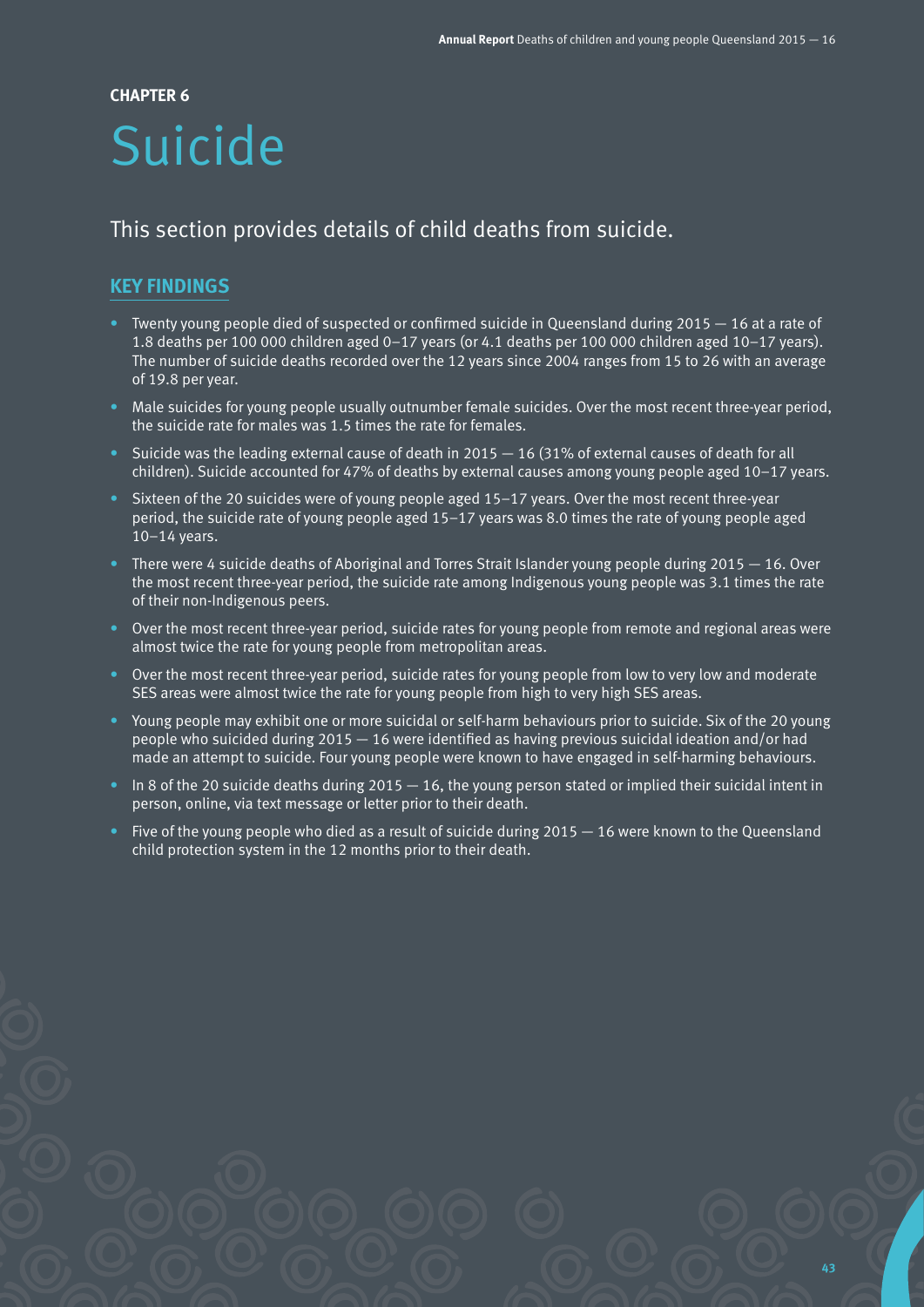**CHAPTER 6**

# Suicide

## This section provides details of child deaths from suicide.

### KEY FINDINGS

- Twenty young people died of suspected or confirmed suicide in Queensland during 2015 — 16 at a rate of 1.8 deaths per 100 000 children aged 0–17 years (or 4.1 deaths per 100 000 children aged 10–17 years). The number of suicide deaths recorded over the 12 years since 2004 ranges from 15 to 26 with an average of 19.8 per year.
- Male suicides for young people usually outnumber female suicides. Over the most recent three-year period, the suicide rate for males was 1.5 times the rate for females.
- Suicide was the leading external cause of death in 2015 — 16 (31% of external causes of death for all children). Suicide accounted for 47% of deaths by external causes among young people aged 10–17 years.
- Sixteen of the 20 suicides were of young people aged 15–17 years. Over the most recent three-year period, the suicide rate of young people aged 15–17 years was 8.0 times the rate of young people aged 10–14 years.
- There were 4 suicide deaths of Aboriginal and Torres Strait Islander young people during 2015 — 16. Over the most recent three-year period, the suicide rate among Indigenous young people was 3.1 times the rate of their non-Indigenous peers.
- Over the most recent three-year period, suicide rates for young people from remote and regional areas were almost twice the rate for young people from metropolitan areas.
- Over the most recent three-year period, suicide rates for young people from low to very low and moderate SES areas were almost twice the rate for young people from high to very high SES areas.
- Young people may exhibit one or more suicidal or self-harm behaviours prior to suicide. Six of the 20 young people who suicided during 2015 — 16 were identified as having previous suicidal ideation and/or had made an attempt to suicide. Four young people were known to have engaged in self-harming behaviours.
- In 8 of the 20 suicide deaths during 2015 — 16, the young person stated or implied their suicidal intent in person, online, via text message or letter prior to their death.
- Five of the young people who died as a result of suicide during 2015 — 16 were known to the Queensland child protection system in the 12 months prior to their death.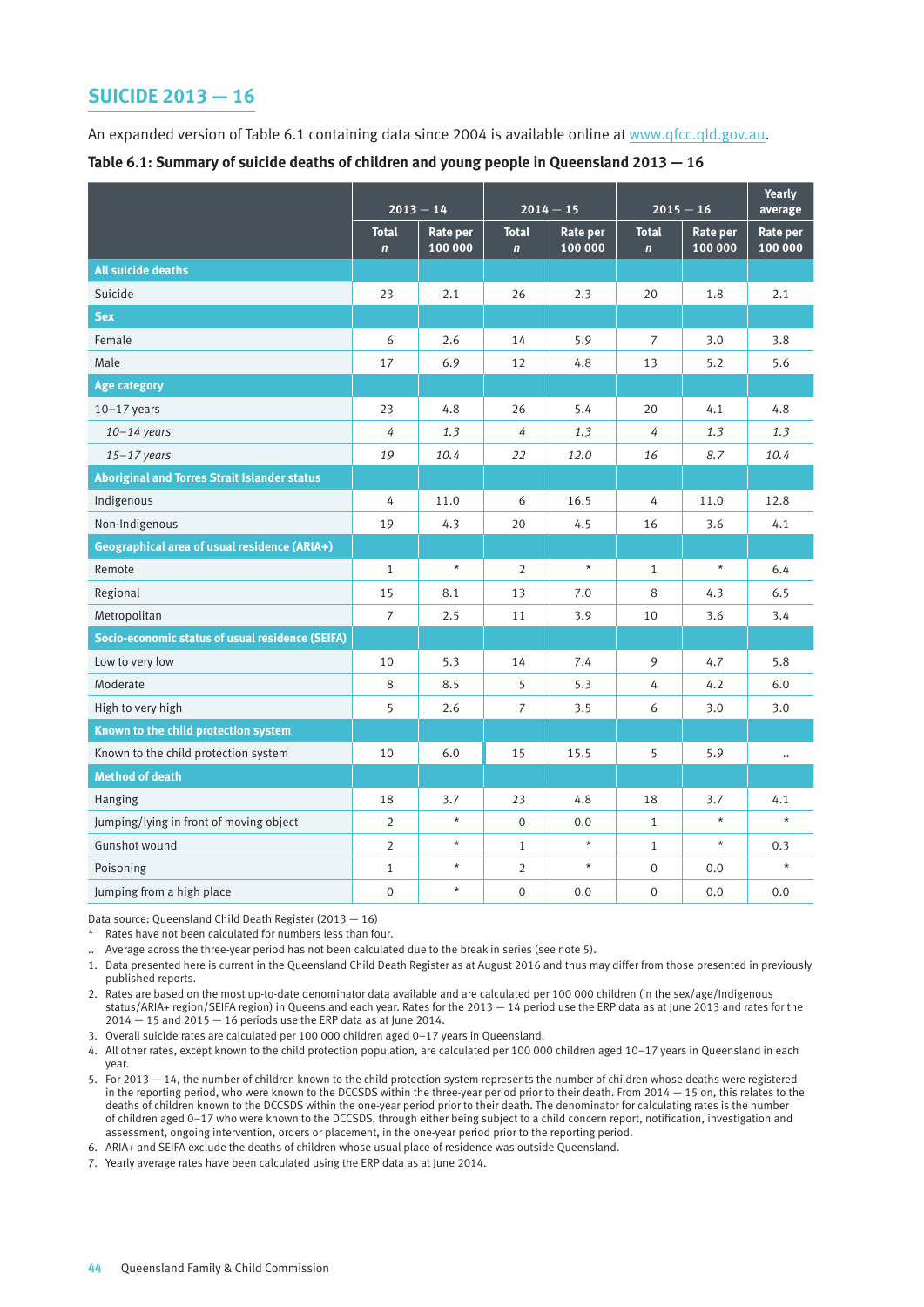## SUICIDE 2013 — 16

An expanded version of Table 6.1 containing data since 2004 is available online at www.qfcc.qld.gov.au.

**Table 6.1: Summary of suicide deaths of children and young people in Queensland 2013 — 16**

| | 2013 — 14 | | 2014 — 15 | | 2015 — 16 | | Yearly average |
|---|---|---|---|---|---|---|---|
| | Total *n* | Rate per 100 000 | Total *n* | Rate per 100 000 | Total *n* | Rate per 100 000 | Rate per 100 000 |
| **All suicide deaths** | | | | | | | |
| Suicide | 23 | 2.1 | 26 | 2.3 | 20 | 1.8 | 2.1 |
| **Sex** | | | | | | | |
| Female | 6 | 2.6 | 14 | 5.9 | 7 | 3.0 | 3.8 |
| Male | 17 | 6.9 | 12 | 4.8 | 13 | 5.2 | 5.6 |
| **Age category** | | | | | | | |
| 10–17 years | 23 | 4.8 | 26 | 5.4 | 20 | 4.1 | 4.8 |
| *10–14 years* | *4* | *1.3* | *4* | *1.3* | *4* | *1.3* | *1.3* |
| *15–17 years* | *19* | *10.4* | *22* | *12.0* | *16* | *8.7* | *10.4* |
| **Aboriginal and Torres Strait Islander status** | | | | | | | |
| Indigenous | 4 | 11.0 | 6 | 16.5 | 4 | 11.0 | 12.8 |
| Non-Indigenous | 19 | 4.3 | 20 | 4.5 | 16 | 3.6 | 4.1 |
| **Geographical area of usual residence (ARIA+)** | | | | | | | |
| Remote | 1 | * | 2 | * | 1 | * | 6.4 |
| Regional | 15 | 8.1 | 13 | 7.0 | 8 | 4.3 | 6.5 |
| Metropolitan | 7 | 2.5 | 11 | 3.9 | 10 | 3.6 | 3.4 |
| **Socio-economic status of usual residence (SEIFA)** | | | | | | | |
| Low to very low | 10 | 5.3 | 14 | 7.4 | 9 | 4.7 | 5.8 |
| Moderate | 8 | 8.5 | 5 | 5.3 | 4 | 4.2 | 6.0 |
| High to very high | 5 | 2.6 | 7 | 3.5 | 6 | 3.0 | 3.0 |
| **Known to the child protection system** | | | | | | | |
| Known to the child protection system | 10 | 6.0 | 15 | 15.5 | 5 | 5.9 | .. |
| **Method of death** | | | | | | | |
| Hanging | 18 | 3.7 | 23 | 4.8 | 18 | 3.7 | 4.1 |
| Jumping/lying in front of moving object | 2 | * | 0 | 0.0 | 1 | * | * |
| Gunshot wound | 2 | * | 1 | * | 1 | * | 0.3 |
| Poisoning | 1 | * | 2 | * | 0 | 0.0 | * |
| Jumping from a high place | 0 | * | 0 | 0.0 | 0 | 0.0 | 0.0 |

Data source: Queensland Child Death Register (2013 — 16)

\* Rates have not been calculated for numbers less than four.

.. Average across the three-year period has not been calculated due to the break in series (see note 5).

1. Data presented here is current in the Queensland Child Death Register as at August 2016 and thus may differ from those presented in previously published reports.
2. Rates are based on the most up-to-date denominator data available and are calculated per 100 000 children (in the sex/age/Indigenous status/ARIA+ region/SEIFA region) in Queensland each year. Rates for the 2013 — 14 period use the ERP data as at June 2013 and rates for the 2014 — 15 and 2015 — 16 periods use the ERP data as at June 2014.
3. Overall suicide rates are calculated per 100 000 children aged 0–17 years in Queensland.
4. All other rates, except known to the child protection population, are calculated per 100 000 children aged 10–17 years in Queensland in each year.
5. For 2013 — 14, the number of children known to the child protection system represents the number of children whose deaths were registered in the reporting period, who were known to the DCCSDS within the three-year period prior to their death. From 2014 — 15 on, this relates to the deaths of children known to the DCCSDS within the one-year period prior to their death. The denominator for calculating rates is the number of children aged 0–17 who were known to the DCCSDS, through either being subject to a child concern report, notification, investigation and assessment, ongoing intervention, orders or placement, in the one-year period prior to the reporting period.
6. ARIA+ and SEIFA exclude the deaths of children whose usual place of residence was outside Queensland.
7. Yearly average rates have been calculated using the ERP data as at June 2014.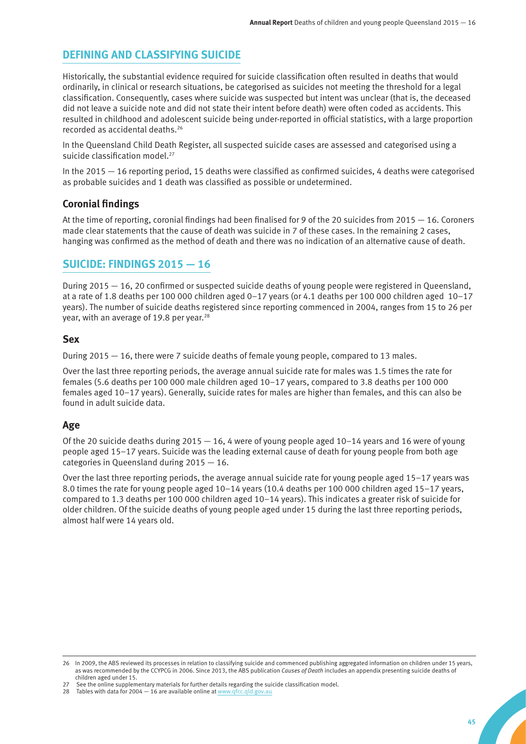## DEFINING AND CLASSIFYING SUICIDE

Historically, the substantial evidence required for suicide classification often resulted in deaths that would ordinarily, in clinical or research situations, be categorised as suicides not meeting the threshold for a legal classification. Consequently, cases where suicide was suspected but intent was unclear (that is, the deceased did not leave a suicide note and did not state their intent before death) were often coded as accidents. This resulted in childhood and adolescent suicide being under-reported in official statistics, with a large proportion recorded as accidental deaths.[26]

In the Queensland Child Death Register, all suspected suicide cases are assessed and categorised using a suicide classification model.[27]

In the 2015 — 16 reporting period, 15 deaths were classified as confirmed suicides, 4 deaths were categorised as probable suicides and 1 death was classified as possible or undetermined.

### Coronial findings

At the time of reporting, coronial findings had been finalised for 9 of the 20 suicides from 2015 — 16. Coroners made clear statements that the cause of death was suicide in 7 of these cases. In the remaining 2 cases, hanging was confirmed as the method of death and there was no indication of an alternative cause of death.

## SUICIDE: FINDINGS 2015 — 16

During 2015 — 16, 20 confirmed or suspected suicide deaths of young people were registered in Queensland, at a rate of 1.8 deaths per 100 000 children aged 0–17 years (or 4.1 deaths per 100 000 children aged 10–17 years). The number of suicide deaths registered since reporting commenced in 2004, ranges from 15 to 26 per year, with an average of 19.8 per year.[28]

### Sex

During 2015 — 16, there were 7 suicide deaths of female young people, compared to 13 males.

Over the last three reporting periods, the average annual suicide rate for males was 1.5 times the rate for females (5.6 deaths per 100 000 male children aged 10–17 years, compared to 3.8 deaths per 100 000 females aged 10–17 years). Generally, suicide rates for males are higher than females, and this can also be found in adult suicide data.

### Age

Of the 20 suicide deaths during 2015 — 16, 4 were of young people aged 10–14 years and 16 were of young people aged 15–17 years. Suicide was the leading external cause of death for young people from both age categories in Queensland during 2015 — 16.

Over the last three reporting periods, the average annual suicide rate for young people aged 15–17 years was 8.0 times the rate for young people aged 10–14 years (10.4 deaths per 100 000 children aged 15–17 years, compared to 1.3 deaths per 100 000 children aged 10–14 years). This indicates a greater risk of suicide for older children. Of the suicide deaths of young people aged under 15 during the last three reporting periods, almost half were 14 years old.

---

26 In 2009, the ABS reviewed its processes in relation to classifying suicide and commenced publishing aggregated information on children under 15 years, as was recommended by the CCYPCG in 2006. Since 2013, the ABS publication *Causes of Death* includes an appendix presenting suicide deaths of children aged under 15.

27 See the online supplementary materials for further details regarding the suicide classification model.

28 Tables with data for 2004 — 16 are available online at www.qfcc.qld.gov.au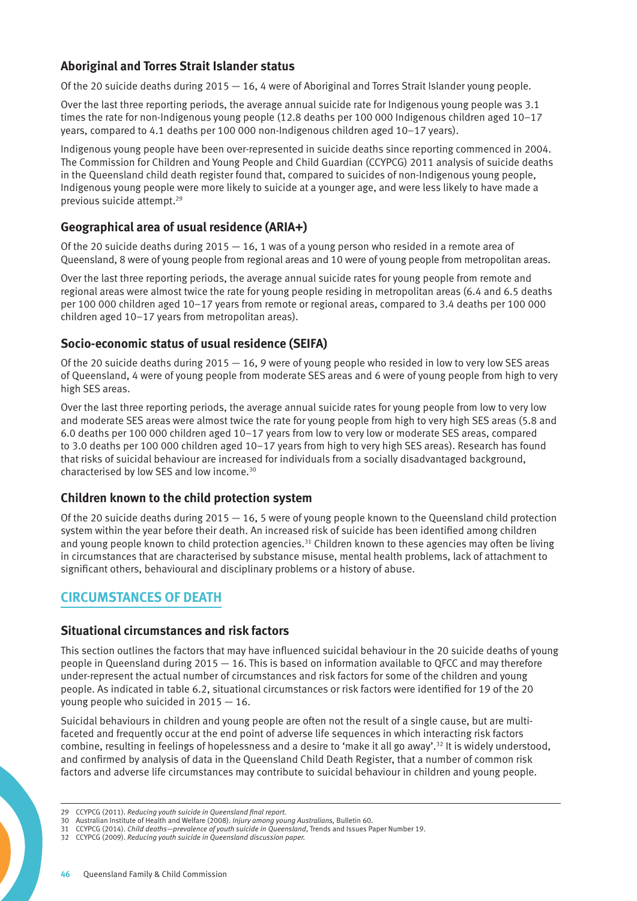### Aboriginal and Torres Strait Islander status

Of the 20 suicide deaths during 2015 — 16, 4 were of Aboriginal and Torres Strait Islander young people.

Over the last three reporting periods, the average annual suicide rate for Indigenous young people was 3.1 times the rate for non-Indigenous young people (12.8 deaths per 100 000 Indigenous children aged 10–17 years, compared to 4.1 deaths per 100 000 non-Indigenous children aged 10–17 years).

Indigenous young people have been over-represented in suicide deaths since reporting commenced in 2004. The Commission for Children and Young People and Child Guardian (CCYPCG) 2011 analysis of suicide deaths in the Queensland child death register found that, compared to suicides of non-Indigenous young people, Indigenous young people were more likely to suicide at a younger age, and were less likely to have made a previous suicide attempt.[29]

### Geographical area of usual residence (ARIA+)

Of the 20 suicide deaths during 2015 — 16, 1 was of a young person who resided in a remote area of Queensland, 8 were of young people from regional areas and 10 were of young people from metropolitan areas.

Over the last three reporting periods, the average annual suicide rates for young people from remote and regional areas were almost twice the rate for young people residing in metropolitan areas (6.4 and 6.5 deaths per 100 000 children aged 10–17 years from remote or regional areas, compared to 3.4 deaths per 100 000 children aged 10–17 years from metropolitan areas).

### Socio-economic status of usual residence (SEIFA)

Of the 20 suicide deaths during 2015 — 16, 9 were of young people who resided in low to very low SES areas of Queensland, 4 were of young people from moderate SES areas and 6 were of young people from high to very high SES areas.

Over the last three reporting periods, the average annual suicide rates for young people from low to very low and moderate SES areas were almost twice the rate for young people from high to very high SES areas (5.8 and 6.0 deaths per 100 000 children aged 10–17 years from low to very low or moderate SES areas, compared to 3.0 deaths per 100 000 children aged 10–17 years from high to very high SES areas). Research has found that risks of suicidal behaviour are increased for individuals from a socially disadvantaged background, characterised by low SES and low income.[30]

### Children known to the child protection system

Of the 20 suicide deaths during 2015 — 16, 5 were of young people known to the Queensland child protection system within the year before their death. An increased risk of suicide has been identified among children and young people known to child protection agencies.[31] Children known to these agencies may often be living in circumstances that are characterised by substance misuse, mental health problems, lack of attachment to significant others, behavioural and disciplinary problems or a history of abuse.

## CIRCUMSTANCES OF DEATH

### Situational circumstances and risk factors

This section outlines the factors that may have influenced suicidal behaviour in the 20 suicide deaths of young people in Queensland during 2015 — 16. This is based on information available to QFCC and may therefore under-represent the actual number of circumstances and risk factors for some of the children and young people. As indicated in table 6.2, situational circumstances or risk factors were identified for 19 of the 20 young people who suicided in 2015 — 16.

Suicidal behaviours in children and young people are often not the result of a single cause, but are multi-faceted and frequently occur at the end point of adverse life sequences in which interacting risk factors combine, resulting in feelings of hopelessness and a desire to 'make it all go away'.[32] It is widely understood, and confirmed by analysis of data in the Queensland Child Death Register, that a number of common risk factors and adverse life circumstances may contribute to suicidal behaviour in children and young people.

---

29 CCYPCG (2011). *Reducing youth suicide in Queensland final report.*

30 Australian Institute of Health and Welfare (2008). *Injury among young Australians,* Bulletin 60.

31 CCYPCG (2014). *Child deaths—prevalence of youth suicide in Queensland*, Trends and Issues Paper Number 19.

32 CCYPCG (2009). *Reducing youth suicide in Queensland discussion paper.*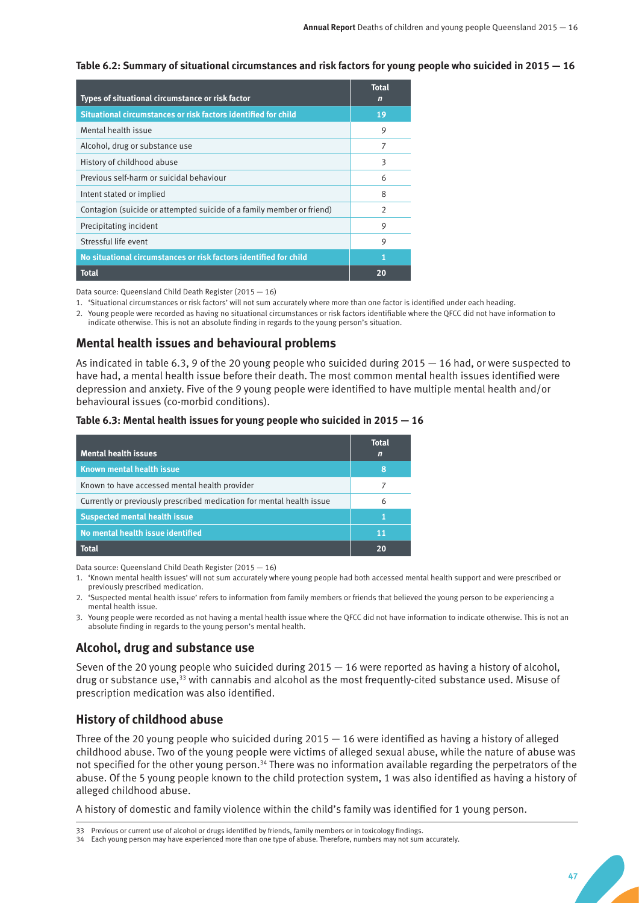**Table 6.2: Summary of situational circumstances and risk factors for young people who suicided in 2015 — 16**

| Types of situational circumstance or risk factor | Total *n* |
|---|---|
| **Situational circumstances or risk factors identified for child** | **19** |
| Mental health issue | 9 |
| Alcohol, drug or substance use | 7 |
| History of childhood abuse | 3 |
| Previous self-harm or suicidal behaviour | 6 |
| Intent stated or implied | 8 |
| Contagion (suicide or attempted suicide of a family member or friend) | 2 |
| Precipitating incident | 9 |
| Stressful life event | 9 |
| **No situational circumstances or risk factors identified for child** | **1** |
| **Total** | **20** |

Data source: Queensland Child Death Register (2015 — 16)

1. 'Situational circumstances or risk factors' will not sum accurately where more than one factor is identified under each heading.
2. Young people were recorded as having no situational circumstances or risk factors identifiable where the QFCC did not have information to indicate otherwise. This is not an absolute finding in regards to the young person's situation.

## Mental health issues and behavioural problems

As indicated in table 6.3, 9 of the 20 young people who suicided during 2015 — 16 had, or were suspected to have had, a mental health issue before their death. The most common mental health issues identified were depression and anxiety. Five of the 9 young people were identified to have multiple mental health and/or behavioural issues (co-morbid conditions).

**Table 6.3: Mental health issues for young people who suicided in 2015 — 16**

| Mental health issues | Total *n* |
|---|---|
| **Known mental health issue** | **8** |
| Known to have accessed mental health provider | 7 |
| Currently or previously prescribed medication for mental health issue | 6 |
| **Suspected mental health issue** | **1** |
| **No mental health issue identified** | **11** |
| **Total** | **20** |

Data source: Queensland Child Death Register (2015 — 16)

1. 'Known mental health issues' will not sum accurately where young people had both accessed mental health support and were prescribed or previously prescribed medication.
2. 'Suspected mental health issue' refers to information from family members or friends that believed the young person to be experiencing a mental health issue.
3. Young people were recorded as not having a mental health issue where the QFCC did not have information to indicate otherwise. This is not an absolute finding in regards to the young person's mental health.

## Alcohol, drug and substance use

Seven of the 20 young people who suicided during 2015 — 16 were reported as having a history of alcohol, drug or substance use,[33] with cannabis and alcohol as the most frequently-cited substance used. Misuse of prescription medication was also identified.

## History of childhood abuse

Three of the 20 young people who suicided during 2015 — 16 were identified as having a history of alleged childhood abuse. Two of the young people were victims of alleged sexual abuse, while the nature of abuse was not specified for the other young person.[34] There was no information available regarding the perpetrators of the abuse. Of the 5 young people known to the child protection system, 1 was also identified as having a history of alleged childhood abuse.

A history of domestic and family violence within the child's family was identified for 1 young person.

---

33 Previous or current use of alcohol or drugs identified by friends, family members or in toxicology findings.

34 Each young person may have experienced more than one type of abuse. Therefore, numbers may not sum accurately.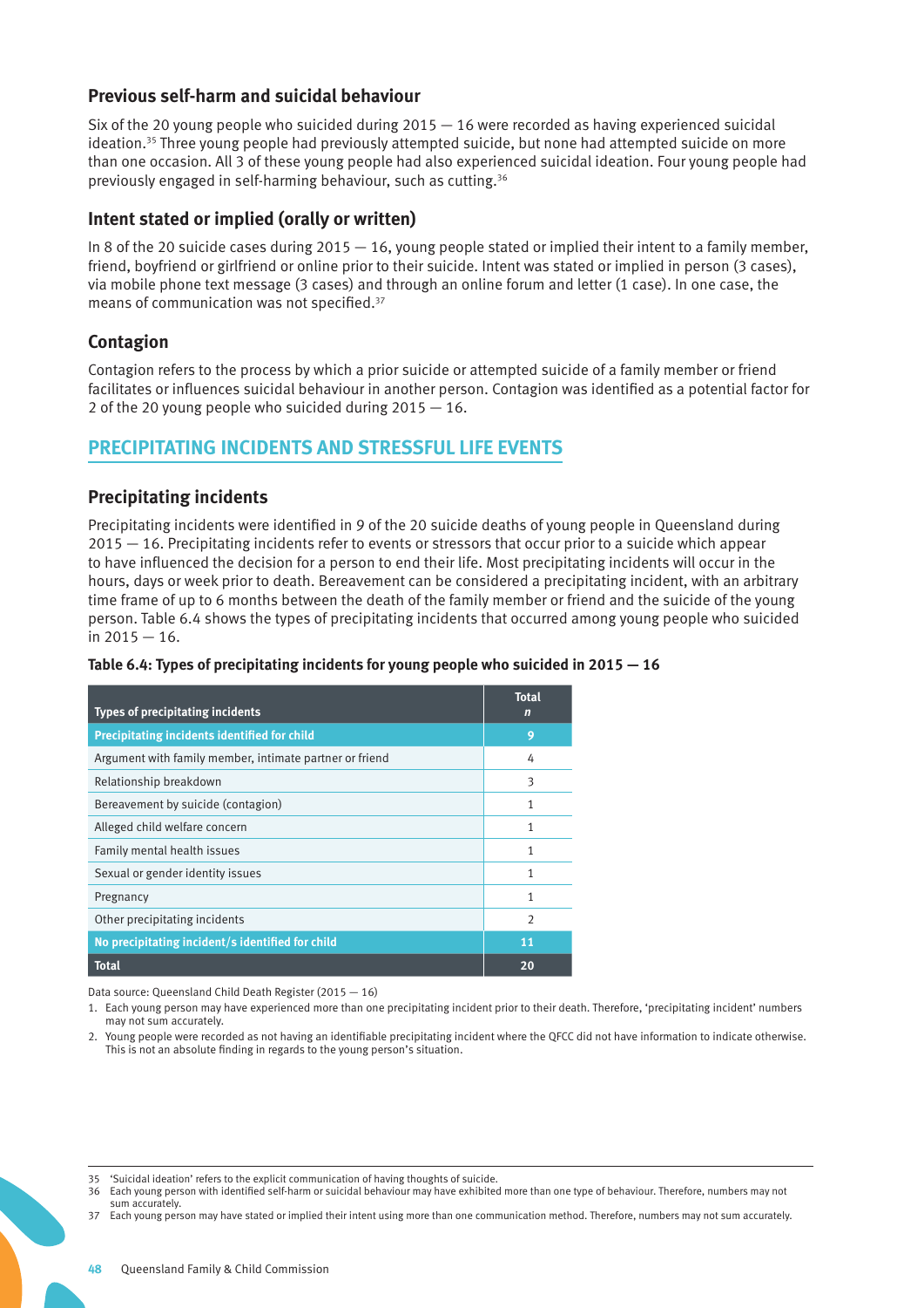### Previous self-harm and suicidal behaviour

Six of the 20 young people who suicided during 2015 — 16 were recorded as having experienced suicidal ideation.[35] Three young people had previously attempted suicide, but none had attempted suicide on more than one occasion. All 3 of these young people had also experienced suicidal ideation. Four young people had previously engaged in self-harming behaviour, such as cutting.[36]

### Intent stated or implied (orally or written)

In 8 of the 20 suicide cases during 2015 — 16, young people stated or implied their intent to a family member, friend, boyfriend or girlfriend or online prior to their suicide. Intent was stated or implied in person (3 cases), via mobile phone text message (3 cases) and through an online forum and letter (1 case). In one case, the means of communication was not specified.[37]

### Contagion

Contagion refers to the process by which a prior suicide or attempted suicide of a family member or friend facilitates or influences suicidal behaviour in another person. Contagion was identified as a potential factor for 2 of the 20 young people who suicided during 2015 — 16.

## PRECIPITATING INCIDENTS AND STRESSFUL LIFE EVENTS

### Precipitating incidents

Precipitating incidents were identified in 9 of the 20 suicide deaths of young people in Queensland during 2015 — 16. Precipitating incidents refer to events or stressors that occur prior to a suicide which appear to have influenced the decision for a person to end their life. Most precipitating incidents will occur in the hours, days or week prior to death. Bereavement can be considered a precipitating incident, with an arbitrary time frame of up to 6 months between the death of the family member or friend and the suicide of the young person. Table 6.4 shows the types of precipitating incidents that occurred among young people who suicided in 2015 — 16.

**Table 6.4: Types of precipitating incidents for young people who suicided in 2015 — 16**

| Types of precipitating incidents | Total *n* |
|---|---|
| **Precipitating incidents identified for child** | **9** |
| Argument with family member, intimate partner or friend | 4 |
| Relationship breakdown | 3 |
| Bereavement by suicide (contagion) | 1 |
| Alleged child welfare concern | 1 |
| Family mental health issues | 1 |
| Sexual or gender identity issues | 1 |
| Pregnancy | 1 |
| Other precipitating incidents | 2 |
| **No precipitating incident/s identified for child** | **11** |
| **Total** | **20** |

Data source: Queensland Child Death Register (2015 — 16)

1. Each young person may have experienced more than one precipitating incident prior to their death. Therefore, 'precipitating incident' numbers may not sum accurately.
2. Young people were recorded as not having an identifiable precipitating incident where the QFCC did not have information to indicate otherwise. This is not an absolute finding in regards to the young person's situation.

---

35 'Suicidal ideation' refers to the explicit communication of having thoughts of suicide.

36 Each young person with identified self-harm or suicidal behaviour may have exhibited more than one type of behaviour. Therefore, numbers may not sum accurately.

37 Each young person may have stated or implied their intent using more than one communication method. Therefore, numbers may not sum accurately.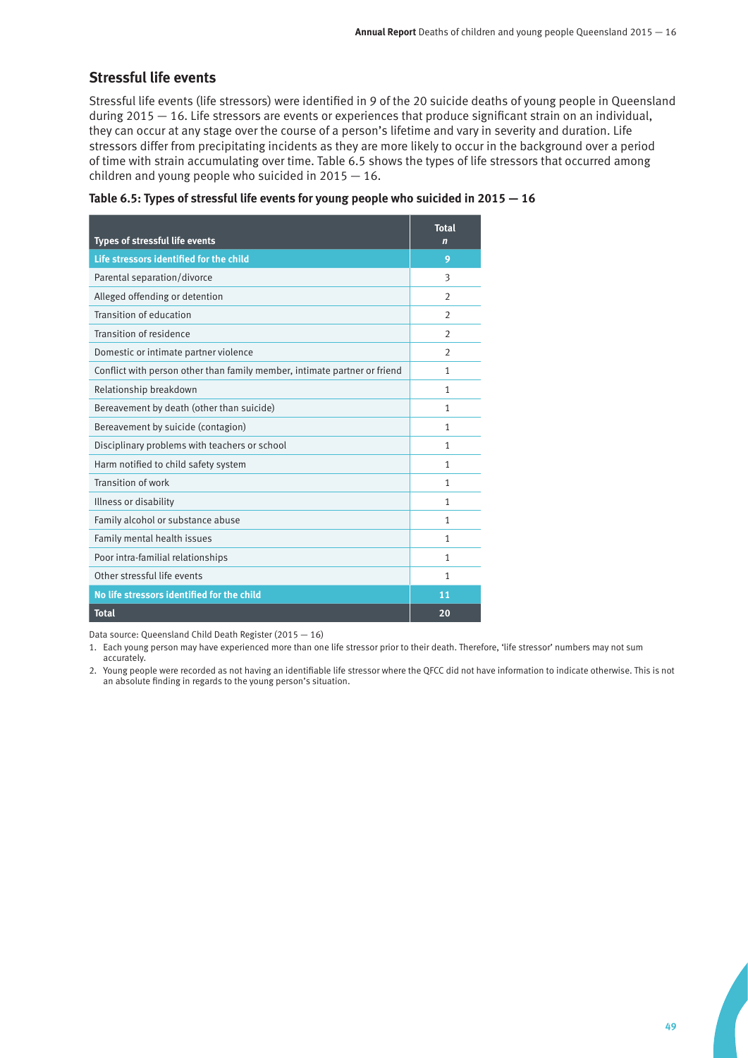## Stressful life events

Stressful life events (life stressors) were identified in 9 of the 20 suicide deaths of young people in Queensland during 2015 — 16. Life stressors are events or experiences that produce significant strain on an individual, they can occur at any stage over the course of a person's lifetime and vary in severity and duration. Life stressors differ from precipitating incidents as they are more likely to occur in the background over a period of time with strain accumulating over time. Table 6.5 shows the types of life stressors that occurred among children and young people who suicided in 2015 — 16.

**Table 6.5: Types of stressful life events for young people who suicided in 2015 — 16**

| Types of stressful life events | Total *n* |
|---|---|
| **Life stressors identified for the child** | **9** |
| Parental separation/divorce | 3 |
| Alleged offending or detention | 2 |
| Transition of education | 2 |
| Transition of residence | 2 |
| Domestic or intimate partner violence | 2 |
| Conflict with person other than family member, intimate partner or friend | 1 |
| Relationship breakdown | 1 |
| Bereavement by death (other than suicide) | 1 |
| Bereavement by suicide (contagion) | 1 |
| Disciplinary problems with teachers or school | 1 |
| Harm notified to child safety system | 1 |
| Transition of work | 1 |
| Illness or disability | 1 |
| Family alcohol or substance abuse | 1 |
| Family mental health issues | 1 |
| Poor intra-familial relationships | 1 |
| Other stressful life events | 1 |
| **No life stressors identified for the child** | **11** |
| **Total** | **20** |

Data source: Queensland Child Death Register (2015 — 16)

1. Each young person may have experienced more than one life stressor prior to their death. Therefore, 'life stressor' numbers may not sum accurately.
2. Young people were recorded as not having an identifiable life stressor where the QFCC did not have information to indicate otherwise. This is not an absolute finding in regards to the young person's situation.